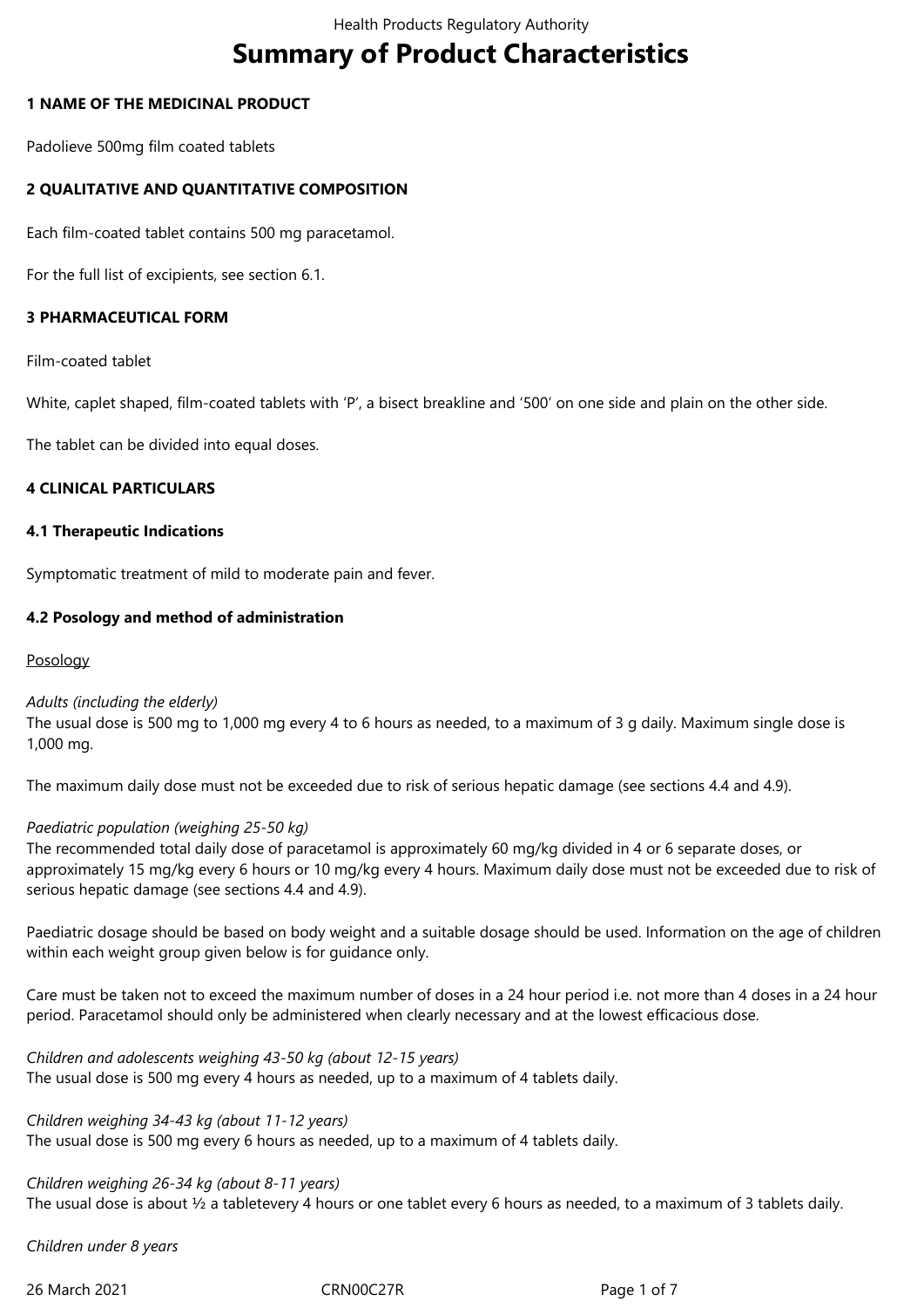# Summary of Product Characteristics

## 1 NAME OF THE MEDICINAL PRODUCT

Padolieve 500mg film coated tablets

## 2 QUALITATIVE AND QUANTITATIVE COMPOSITION

Each film-coated tablet contains 500 mg paracetamol.

For the full list of excipients, see section 6.1.

## 3 PHARMACEUTICAL FORM

Film-coated tablet

White, caplet shaped, film-coated tablets with ‘P’, a bisect breakline and ‘500’ on one side and plain on the other side.

The tablet can be divided into equal doses.

## 4 CLINICAL PARTICULARS

### 4.1 Therapeutic Indications

Symptomatic treatment of mild to moderate pain and fever.

### 4.2 Posology and method of administration

Posology

*Adults (including the elderly)*
The usual dose is 500 mg to 1,000 mg every 4 to 6 hours as needed, to a maximum of 3 g daily. Maximum single dose is 1,000 mg.

The maximum daily dose must not be exceeded due to risk of serious hepatic damage (see sections 4.4 and 4.9).

*Paediatric population (weighing 25-50 kg)*
The recommended total daily dose of paracetamol is approximately 60 mg/kg divided in 4 or 6 separate doses, or approximately 15 mg/kg every 6 hours or 10 mg/kg every 4 hours. Maximum daily dose must not be exceeded due to risk of serious hepatic damage (see sections 4.4 and 4.9).

Paediatric dosage should be based on body weight and a suitable dosage should be used. Information on the age of children within each weight group given below is for guidance only.

Care must be taken not to exceed the maximum number of doses in a 24 hour period i.e. not more than 4 doses in a 24 hour period. Paracetamol should only be administered when clearly necessary and at the lowest efficacious dose.

*Children and adolescents weighing 43-50 kg (about 12-15 years)*
The usual dose is 500 mg every 4 hours as needed, up to a maximum of 4 tablets daily.

*Children weighing 34-43 kg (about 11-12 years)*
The usual dose is 500 mg every 6 hours as needed, up to a maximum of 4 tablets daily.

*Children weighing 26-34 kg (about 8-11 years)*
The usual dose is about ½ a tabletevery 4 hours or one tablet every 6 hours as needed, to a maximum of 3 tablets daily.

*Children under 8 years*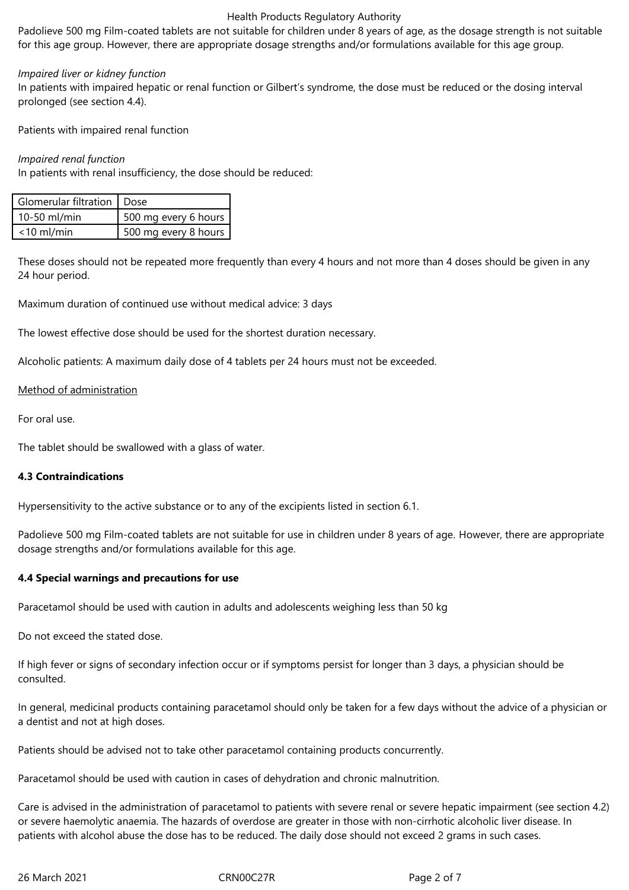Padolieve 500 mg Film-coated tablets are not suitable for children under 8 years of age, as the dosage strength is not suitable for this age group. However, there are appropriate dosage strengths and/or formulations available for this age group.

*Impaired liver or kidney function*

In patients with impaired hepatic or renal function or Gilbert's syndrome, the dose must be reduced or the dosing interval prolonged (see section 4.4).

Patients with impaired renal function

*Impaired renal function*

In patients with renal insufficiency, the dose should be reduced:

| Glomerular filtration | Dose |
|---|---|
| 10-50 ml/min | 500 mg every 6 hours |
| <10 ml/min | 500 mg every 8 hours |

These doses should not be repeated more frequently than every 4 hours and not more than 4 doses should be given in any 24 hour period.

Maximum duration of continued use without medical advice: 3 days

The lowest effective dose should be used for the shortest duration necessary.

Alcoholic patients: A maximum daily dose of 4 tablets per 24 hours must not be exceeded.

<u>Method of administration</u>

For oral use.

The tablet should be swallowed with a glass of water.

**4.3 Contraindications**

Hypersensitivity to the active substance or to any of the excipients listed in section 6.1.

Padolieve 500 mg Film-coated tablets are not suitable for use in children under 8 years of age. However, there are appropriate dosage strengths and/or formulations available for this age.

**4.4 Special warnings and precautions for use**

Paracetamol should be used with caution in adults and adolescents weighing less than 50 kg

Do not exceed the stated dose.

If high fever or signs of secondary infection occur or if symptoms persist for longer than 3 days, a physician should be consulted.

In general, medicinal products containing paracetamol should only be taken for a few days without the advice of a physician or a dentist and not at high doses.

Patients should be advised not to take other paracetamol containing products concurrently.

Paracetamol should be used with caution in cases of dehydration and chronic malnutrition.

Care is advised in the administration of paracetamol to patients with severe renal or severe hepatic impairment (see section 4.2) or severe haemolytic anaemia. The hazards of overdose are greater in those with non-cirrhotic alcoholic liver disease. In patients with alcohol abuse the dose has to be reduced. The daily dose should not exceed 2 grams in such cases.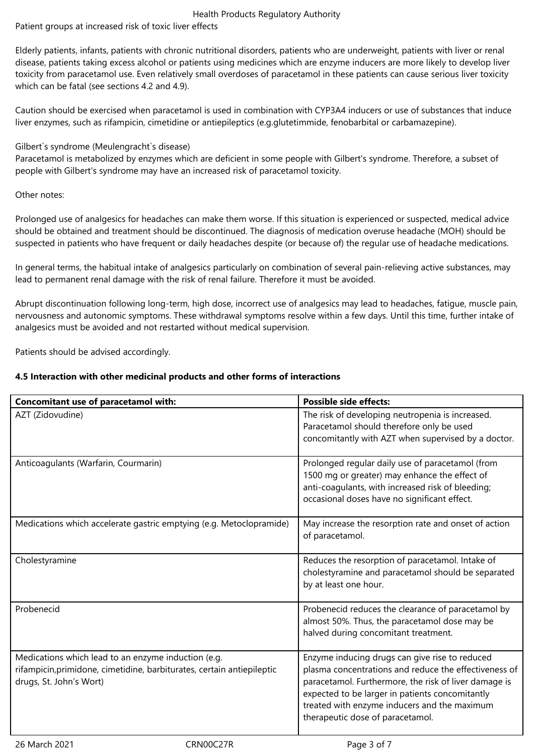Patient groups at increased risk of toxic liver effects

Elderly patients, infants, patients with chronic nutritional disorders, patients who are underweight, patients with liver or renal disease, patients taking excess alcohol or patients using medicines which are enzyme inducers are more likely to develop liver toxicity from paracetamol use. Even relatively small overdoses of paracetamol in these patients can cause serious liver toxicity which can be fatal (see sections 4.2 and 4.9).

Caution should be exercised when paracetamol is used in combination with CYP3A4 inducers or use of substances that induce liver enzymes, such as rifampicin, cimetidine or antiepileptics (e.g.glutetimmide, fenobarbital or carbamazepine).

Gilbert`s syndrome (Meulengracht`s disease)
Paracetamol is metabolized by enzymes which are deficient in some people with Gilbert's syndrome. Therefore, a subset of people with Gilbert's syndrome may have an increased risk of paracetamol toxicity.

Other notes:

Prolonged use of analgesics for headaches can make them worse. If this situation is experienced or suspected, medical advice should be obtained and treatment should be discontinued. The diagnosis of medication overuse headache (MOH) should be suspected in patients who have frequent or daily headaches despite (or because of) the regular use of headache medications.

In general terms, the habitual intake of analgesics particularly on combination of several pain-relieving active substances, may lead to permanent renal damage with the risk of renal failure. Therefore it must be avoided.

Abrupt discontinuation following long-term, high dose, incorrect use of analgesics may lead to headaches, fatigue, muscle pain, nervousness and autonomic symptoms. These withdrawal symptoms resolve within a few days. Until this time, further intake of analgesics must be avoided and not restarted without medical supervision.

Patients should be advised accordingly.

**4.5 Interaction with other medicinal products and other forms of interactions**

| **Concomitant use of paracetamol with:** | **Possible side effects:** |
|---|---|
| AZT (Zidovudine) | The risk of developing neutropenia is increased. Paracetamol should therefore only be used concomitantly with AZT when supervised by a doctor. |
| Anticoagulants (Warfarin, Courmarin) | Prolonged regular daily use of paracetamol (from 1500 mg or greater) may enhance the effect of anti-coagulants, with increased risk of bleeding; occasional doses have no significant effect. |
| Medications which accelerate gastric emptying (e.g. Metoclopramide) | May increase the resorption rate and onset of action of paracetamol. |
| Cholestyramine | Reduces the resorption of paracetamol. Intake of cholestyramine and paracetamol should be separated by at least one hour. |
| Probenecid | Probenecid reduces the clearance of paracetamol by almost 50%. Thus, the paracetamol dose may be halved during concomitant treatment. |
| Medications which lead to an enzyme induction (e.g. rifampicin,primidone, cimetidine, barbiturates, certain antiepileptic drugs, St. John's Wort) | Enzyme inducing drugs can give rise to reduced plasma concentrations and reduce the effectiveness of paracetamol. Furthermore, the risk of liver damage is expected to be larger in patients concomitantly treated with enzyme inducers and the maximum therapeutic dose of paracetamol. |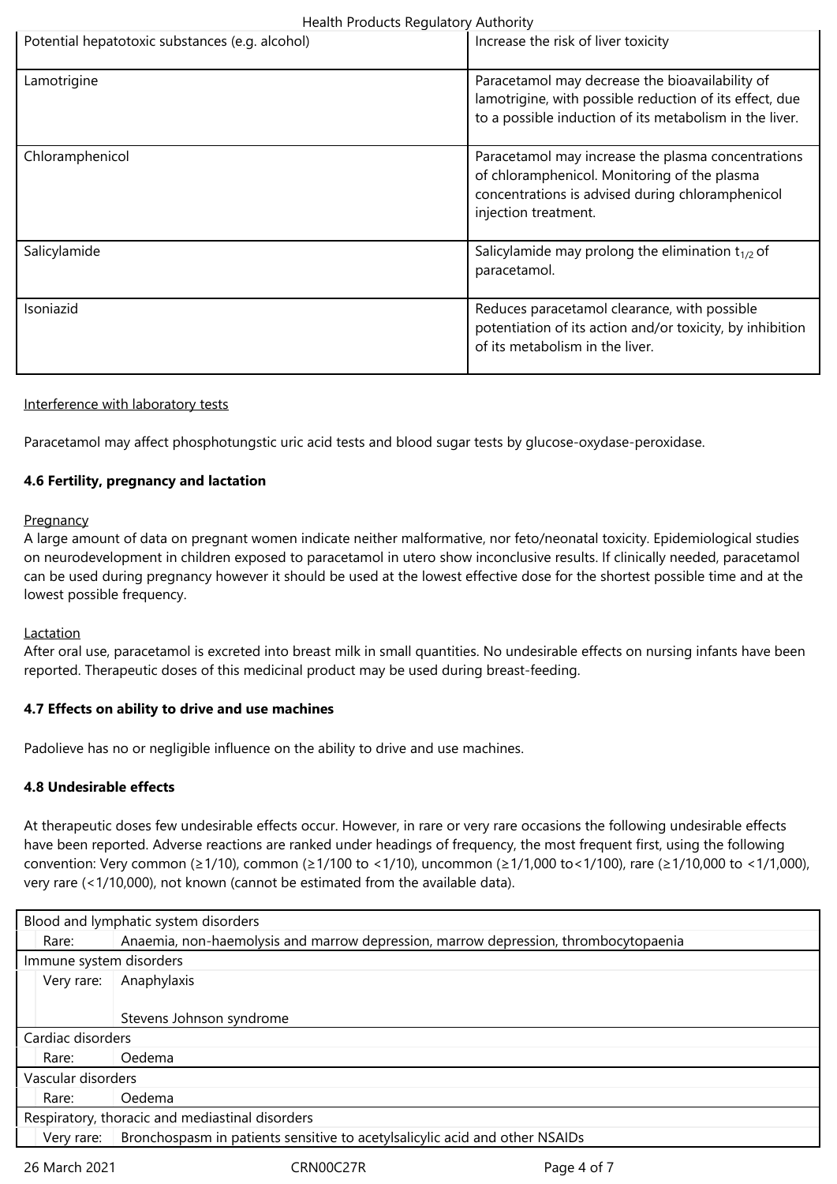| | |
|---|---|
| Potential hepatotoxic substances (e.g. alcohol) | Increase the risk of liver toxicity |
| Lamotrigine | Paracetamol may decrease the bioavailability of lamotrigine, with possible reduction of its effect, due to a possible induction of its metabolism in the liver. |
| Chloramphenicol | Paracetamol may increase the plasma concentrations of chloramphenicol. Monitoring of the plasma concentrations is advised during chloramphenicol injection treatment. |
| Salicylamide | Salicylamide may prolong the elimination $t_{1/2}$ of paracetamol. |
| Isoniazid | Reduces paracetamol clearance, with possible potentiation of its action and/or toxicity, by inhibition of its metabolism in the liver. |

Interference with laboratory tests

Paracetamol may affect phosphotungstic uric acid tests and blood sugar tests by glucose-oxydase-peroxidase.

**4.6 Fertility, pregnancy and lactation**

Pregnancy

A large amount of data on pregnant women indicate neither malformative, nor feto/neonatal toxicity. Epidemiological studies on neurodevelopment in children exposed to paracetamol in utero show inconclusive results. If clinically needed, paracetamol can be used during pregnancy however it should be used at the lowest effective dose for the shortest possible time and at the lowest possible frequency.

Lactation

After oral use, paracetamol is excreted into breast milk in small quantities. No undesirable effects on nursing infants have been reported. Therapeutic doses of this medicinal product may be used during breast-feeding.

**4.7 Effects on ability to drive and use machines**

Padolieve has no or negligible influence on the ability to drive and use machines.

**4.8 Undesirable effects**

At therapeutic doses few undesirable effects occur. However, in rare or very rare occasions the following undesirable effects have been reported. Adverse reactions are ranked under headings of frequency, the most frequent first, using the following convention: Very common (≥1/10), common (≥1/100 to <1/10), uncommon (≥1/1,000 to<1/100), rare (≥1/10,000 to <1/1,000), very rare (<1/10,000), not known (cannot be estimated from the available data).

| Blood and lymphatic system disorders | |
|---|---|
| Rare: | Anaemia, non-haemolysis and marrow depression, marrow depression, thrombocytopaenia |
| **Immune system disorders** | |
| Very rare: | Anaphylaxis<br><br>Stevens Johnson syndrome |
| **Cardiac disorders** | |
| Rare: | Oedema |
| **Vascular disorders** | |
| Rare: | Oedema |
| **Respiratory, thoracic and mediastinal disorders** | |
| Very rare: | Bronchospasm in patients sensitive to acetylsalicylic acid and other NSAIDs |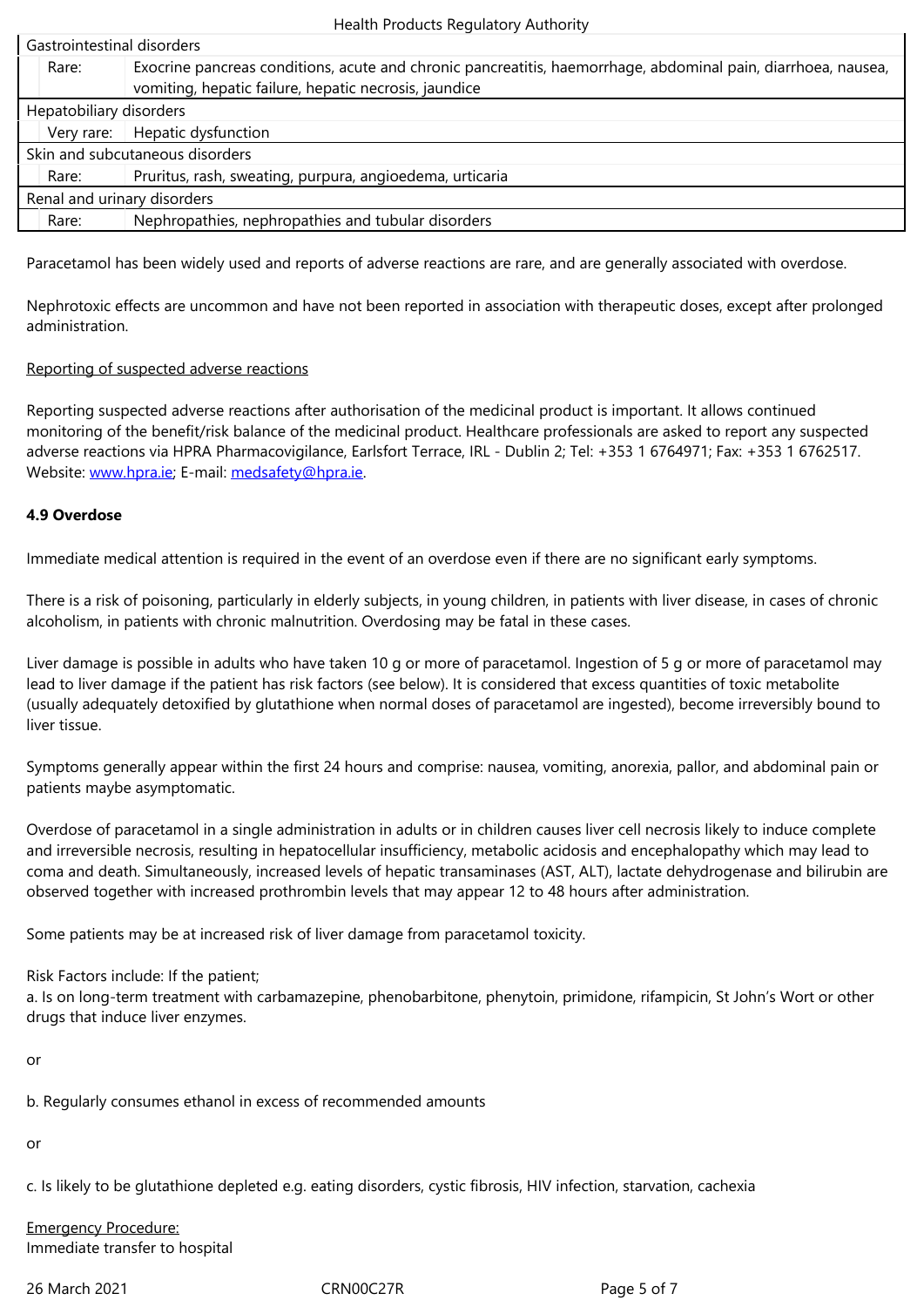| System Organ Class | Frequency | Adverse reaction |
|---|---|---|
| Gastrointestinal disorders | | |
| | Rare: | Exocrine pancreas conditions, acute and chronic pancreatitis, haemorrhage, abdominal pain, diarrhoea, nausea, vomiting, hepatic failure, hepatic necrosis, jaundice |
| Hepatobiliary disorders | | |
| | Very rare: | Hepatic dysfunction |
| Skin and subcutaneous disorders | | |
| | Rare: | Pruritus, rash, sweating, purpura, angioedema, urticaria |
| Renal and urinary disorders | | |
| | Rare: | Nephropathies, nephropathies and tubular disorders |

Paracetamol has been widely used and reports of adverse reactions are rare, and are generally associated with overdose.

Nephrotoxic effects are uncommon and have not been reported in association with therapeutic doses, except after prolonged administration.

Reporting of suspected adverse reactions

Reporting suspected adverse reactions after authorisation of the medicinal product is important. It allows continued monitoring of the benefit/risk balance of the medicinal product. Healthcare professionals are asked to report any suspected adverse reactions via HPRA Pharmacovigilance, Earlsfort Terrace, IRL - Dublin 2; Tel: +353 1 6764971; Fax: +353 1 6762517. Website: www.hpra.ie; E-mail: medsafety@hpra.ie.

**4.9 Overdose**

Immediate medical attention is required in the event of an overdose even if there are no significant early symptoms.

There is a risk of poisoning, particularly in elderly subjects, in young children, in patients with liver disease, in cases of chronic alcoholism, in patients with chronic malnutrition. Overdosing may be fatal in these cases.

Liver damage is possible in adults who have taken 10 g or more of paracetamol. Ingestion of 5 g or more of paracetamol may lead to liver damage if the patient has risk factors (see below). It is considered that excess quantities of toxic metabolite (usually adequately detoxified by glutathione when normal doses of paracetamol are ingested), become irreversibly bound to liver tissue.

Symptoms generally appear within the first 24 hours and comprise: nausea, vomiting, anorexia, pallor, and abdominal pain or patients maybe asymptomatic.

Overdose of paracetamol in a single administration in adults or in children causes liver cell necrosis likely to induce complete and irreversible necrosis, resulting in hepatocellular insufficiency, metabolic acidosis and encephalopathy which may lead to coma and death. Simultaneously, increased levels of hepatic transaminases (AST, ALT), lactate dehydrogenase and bilirubin are observed together with increased prothrombin levels that may appear 12 to 48 hours after administration.

Some patients may be at increased risk of liver damage from paracetamol toxicity.

Risk Factors include: If the patient;
a. Is on long-term treatment with carbamazepine, phenobarbitone, phenytoin, primidone, rifampicin, St John's Wort or other drugs that induce liver enzymes.

or

b. Regularly consumes ethanol in excess of recommended amounts

or

c. Is likely to be glutathione depleted e.g. eating disorders, cystic fibrosis, HIV infection, starvation, cachexia

Emergency Procedure:
Immediate transfer to hospital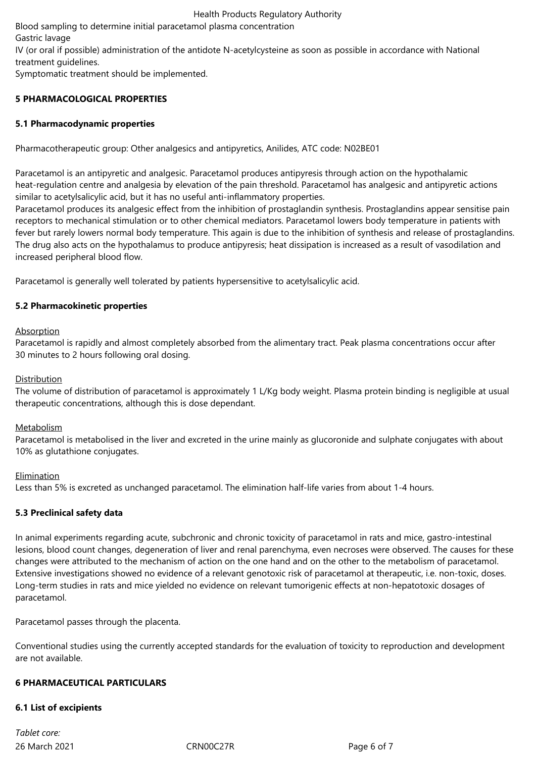Blood sampling to determine initial paracetamol plasma concentration
Gastric lavage
IV (or oral if possible) administration of the antidote N-acetylcysteine as soon as possible in accordance with National treatment guidelines.
Symptomatic treatment should be implemented.

## 5 PHARMACOLOGICAL PROPERTIES

### 5.1 Pharmacodynamic properties

Pharmacotherapeutic group: Other analgesics and antipyretics, Anilides, ATC code: N02BE01

Paracetamol is an antipyretic and analgesic. Paracetamol produces antipyresis through action on the hypothalamic heat-regulation centre and analgesia by elevation of the pain threshold. Paracetamol has analgesic and antipyretic actions similar to acetylsalicylic acid, but it has no useful anti-inflammatory properties.
Paracetamol produces its analgesic effect from the inhibition of prostaglandin synthesis. Prostaglandins appear sensitise pain receptors to mechanical stimulation or to other chemical mediators. Paracetamol lowers body temperature in patients with fever but rarely lowers normal body temperature. This again is due to the inhibition of synthesis and release of prostaglandins. The drug also acts on the hypothalamus to produce antipyresis; heat dissipation is increased as a result of vasodilation and increased peripheral blood flow.

Paracetamol is generally well tolerated by patients hypersensitive to acetylsalicylic acid.

### 5.2 Pharmacokinetic properties

Absorption
Paracetamol is rapidly and almost completely absorbed from the alimentary tract. Peak plasma concentrations occur after 30 minutes to 2 hours following oral dosing.

Distribution
The volume of distribution of paracetamol is approximately 1 L/Kg body weight. Plasma protein binding is negligible at usual therapeutic concentrations, although this is dose dependant.

Metabolism
Paracetamol is metabolised in the liver and excreted in the urine mainly as glucoronide and sulphate conjugates with about 10% as glutathione conjugates.

Elimination
Less than 5% is excreted as unchanged paracetamol. The elimination half-life varies from about 1-4 hours.

### 5.3 Preclinical safety data

In animal experiments regarding acute, subchronic and chronic toxicity of paracetamol in rats and mice, gastro-intestinal lesions, blood count changes, degeneration of liver and renal parenchyma, even necroses were observed. The causes for these changes were attributed to the mechanism of action on the one hand and on the other to the metabolism of paracetamol. Extensive investigations showed no evidence of a relevant genotoxic risk of paracetamol at therapeutic, i.e. non-toxic, doses. Long-term studies in rats and mice yielded no evidence on relevant tumorigenic effects at non-hepatotoxic dosages of paracetamol.

Paracetamol passes through the placenta.

Conventional studies using the currently accepted standards for the evaluation of toxicity to reproduction and development are not available.

## 6 PHARMACEUTICAL PARTICULARS

### 6.1 List of excipients

*Tablet core:*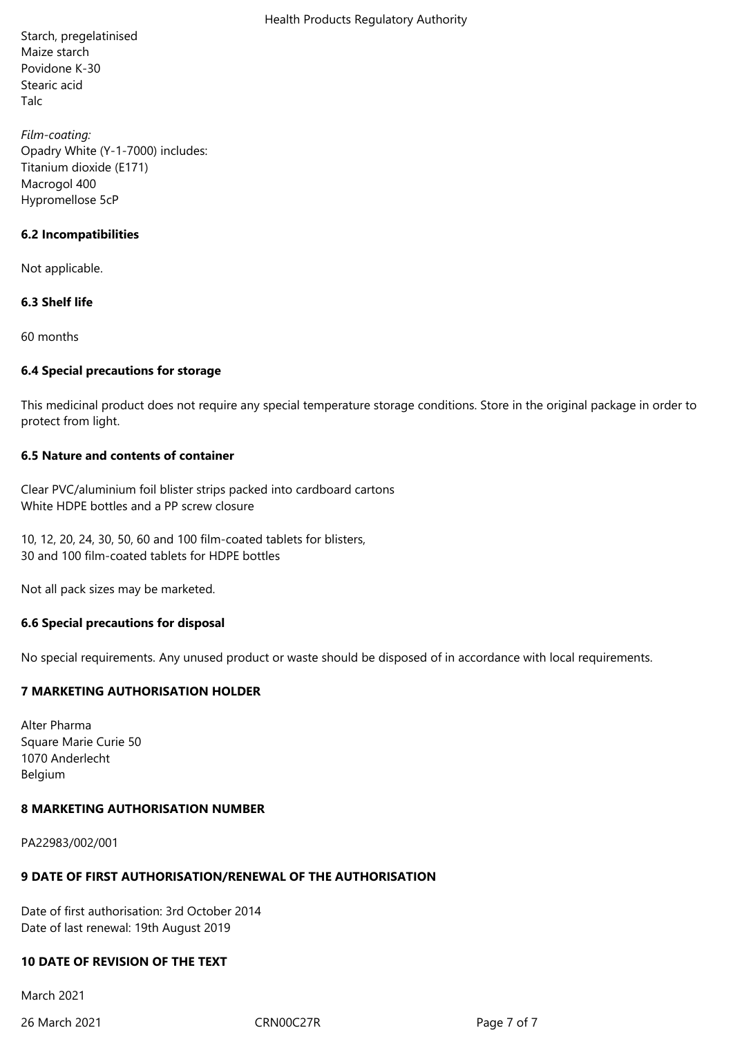Starch, pregelatinised
Maize starch
Povidone K-30
Stearic acid
Talc

*Film-coating:*
Opadry White (Y-1-7000) includes:
Titanium dioxide (E171)
Macrogol 400
Hypromellose 5cP

### 6.2 Incompatibilities

Not applicable.

### 6.3 Shelf life

60 months

### 6.4 Special precautions for storage

This medicinal product does not require any special temperature storage conditions. Store in the original package in order to protect from light.

### 6.5 Nature and contents of container

Clear PVC/aluminium foil blister strips packed into cardboard cartons
White HDPE bottles and a PP screw closure

10, 12, 20, 24, 30, 50, 60 and 100 film-coated tablets for blisters,
30 and 100 film-coated tablets for HDPE bottles

Not all pack sizes may be marketed.

### 6.6 Special precautions for disposal

No special requirements. Any unused product or waste should be disposed of in accordance with local requirements.

## 7 MARKETING AUTHORISATION HOLDER

Alter Pharma
Square Marie Curie 50
1070 Anderlecht
Belgium

## 8 MARKETING AUTHORISATION NUMBER

PA22983/002/001

## 9 DATE OF FIRST AUTHORISATION/RENEWAL OF THE AUTHORISATION

Date of first authorisation: 3rd October 2014
Date of last renewal: 19th August 2019

## 10 DATE OF REVISION OF THE TEXT

March 2021